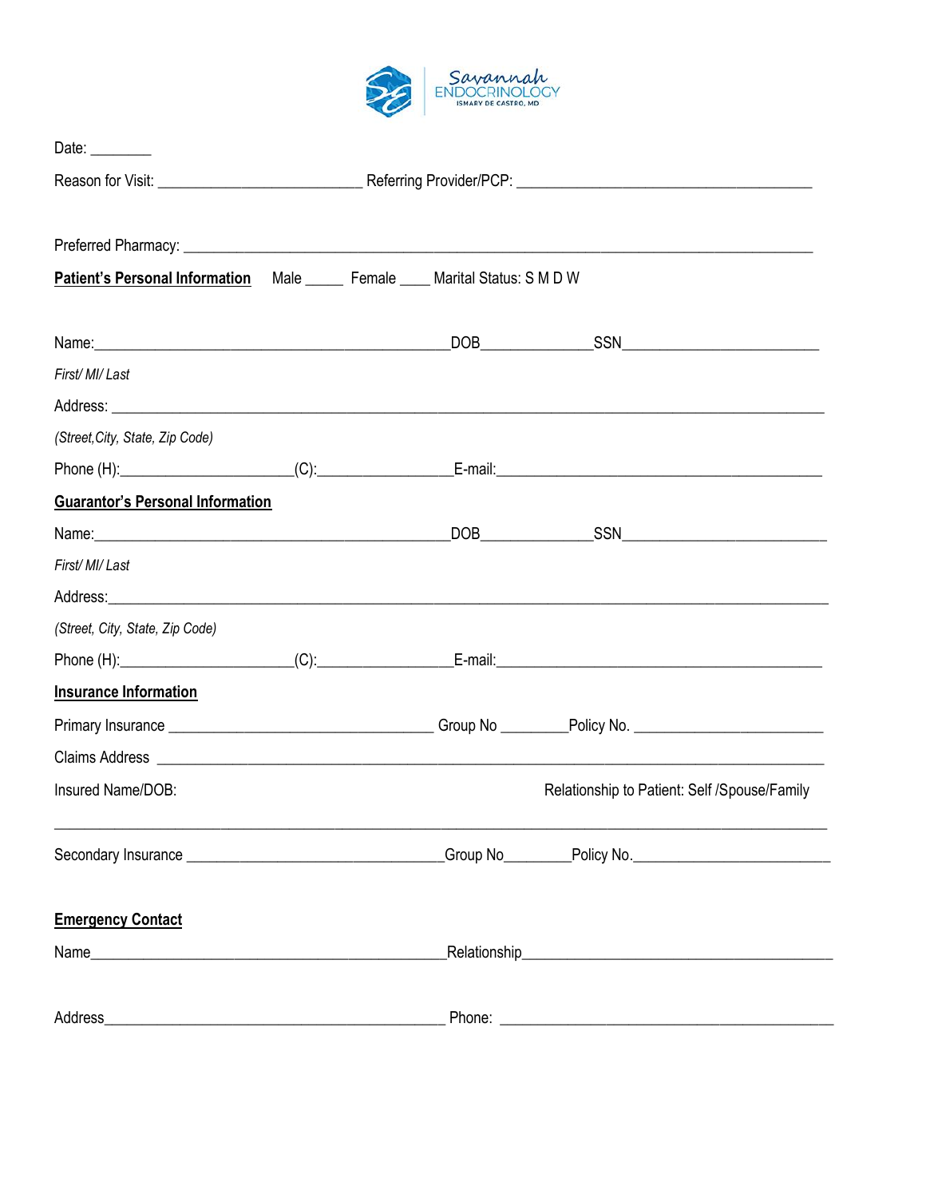Savannah ENDOCRINOLOGY
ISMARY DE CASTRO, MD

Date: ________

Reason for Visit: __________________________ Referring Provider/PCP: ______________________________________

Preferred Pharmacy: ________________________________________________________________________________

**Patient's Personal Information** Male _____ Female ____ Marital Status: S M D W

Name:______________________________________________DOB______________SSN_________________________

*First/ MI/ Last*

Address: ___________________________________________________________________________________________

*(Street,City, State, Zip Code)*

Phone (H):______________________(C):_________________E-mail:___________________________________________

**Guarantor's Personal Information**

Name:______________________________________________DOB______________SSN__________________________

*First/ MI/ Last*

Address:____________________________________________________________________________________________

*(Street, City, State, Zip Code)*

Phone (H):______________________(C):_________________E-mail:___________________________________________

**Insurance Information**

Primary Insurance __________________________________ Group No _________Policy No. ________________________

Claims Address _____________________________________________________________________________________

Insured Name/DOB: Relationship to Patient: Self /Spouse/Family

___________________________________________________________________________________________________

Secondary Insurance _________________________________Group No_________Policy No.________________________

**Emergency Contact**

Name______________________________________________Relationship_______________________________________

Address____________________________________________ Phone: ____________________________________________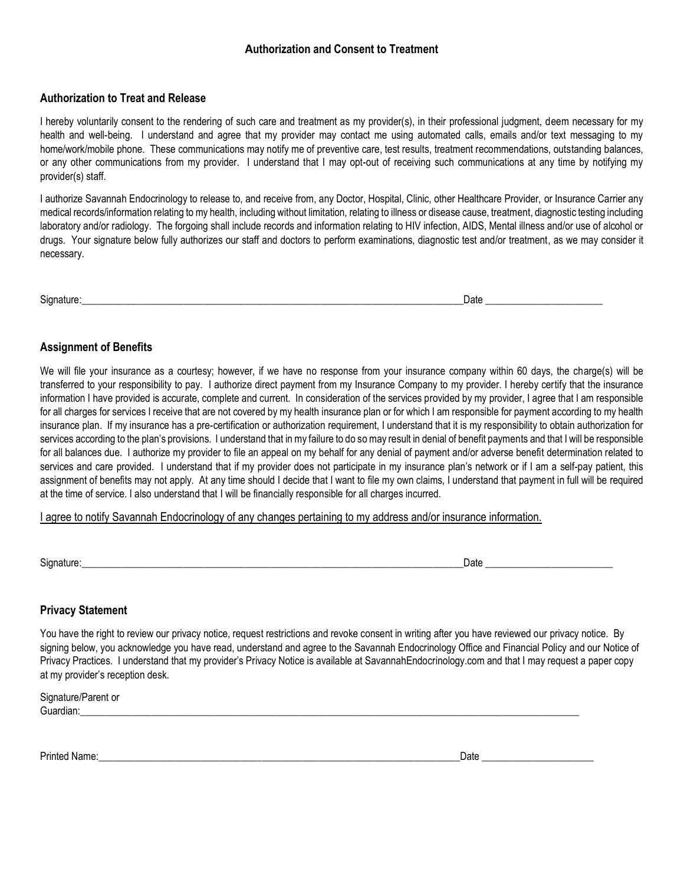# Authorization and Consent to Treatment

## Authorization to Treat and Release

I hereby voluntarily consent to the rendering of such care and treatment as my provider(s), in their professional judgment, deem necessary for my health and well-being. I understand and agree that my provider may contact me using automated calls, emails and/or text messaging to my home/work/mobile phone. These communications may notify me of preventive care, test results, treatment recommendations, outstanding balances, or any other communications from my provider. I understand that I may opt-out of receiving such communications at any time by notifying my provider(s) staff.

I authorize Savannah Endocrinology to release to, and receive from, any Doctor, Hospital, Clinic, other Healthcare Provider, or Insurance Carrier any medical records/information relating to my health, including without limitation, relating to illness or disease cause, treatment, diagnostic testing including laboratory and/or radiology. The forgoing shall include records and information relating to HIV infection, AIDS, Mental illness and/or use of alcohol or drugs. Your signature below fully authorizes our staff and doctors to perform examinations, diagnostic test and/or treatment, as we may consider it necessary.

Signature:_______________________________________________________________________________Date _______________________

## Assignment of Benefits

We will file your insurance as a courtesy; however, if we have no response from your insurance company within 60 days, the charge(s) will be transferred to your responsibility to pay. I authorize direct payment from my Insurance Company to my provider. I hereby certify that the insurance information I have provided is accurate, complete and current. In consideration of the services provided by my provider, I agree that I am responsible for all charges for services I receive that are not covered by my health insurance plan or for which I am responsible for payment according to my health insurance plan. If my insurance has a pre-certification or authorization requirement, I understand that it is my responsibility to obtain authorization for services according to the plan's provisions. I understand that in my failure to do so may result in denial of benefit payments and that I will be responsible for all balances due. I authorize my provider to file an appeal on my behalf for any denial of payment and/or adverse benefit determination related to services and care provided. I understand that if my provider does not participate in my insurance plan's network or if I am a self-pay patient, this assignment of benefits may not apply. At any time should I decide that I want to file my own claims, I understand that payment in full will be required at the time of service. I also understand that I will be financially responsible for all charges incurred.

<u>I agree to notify Savannah Endocrinology of any changes pertaining to my address and/or insurance information.</u>

Signature:_______________________________________________________________________________Date _________________________

## Privacy Statement

You have the right to review our privacy notice, request restrictions and revoke consent in writing after you have reviewed our privacy notice. By signing below, you acknowledge you have read, understand and agree to the Savannah Endocrinology Office and Financial Policy and our Notice of Privacy Practices. I understand that my provider's Privacy Notice is available at SavannahEndocrinology.com and that I may request a paper copy at my provider's reception desk.

Signature/Parent or Guardian:_______________________________________________________________________________________________________

Printed Name:___________________________________________________________________________Date ______________________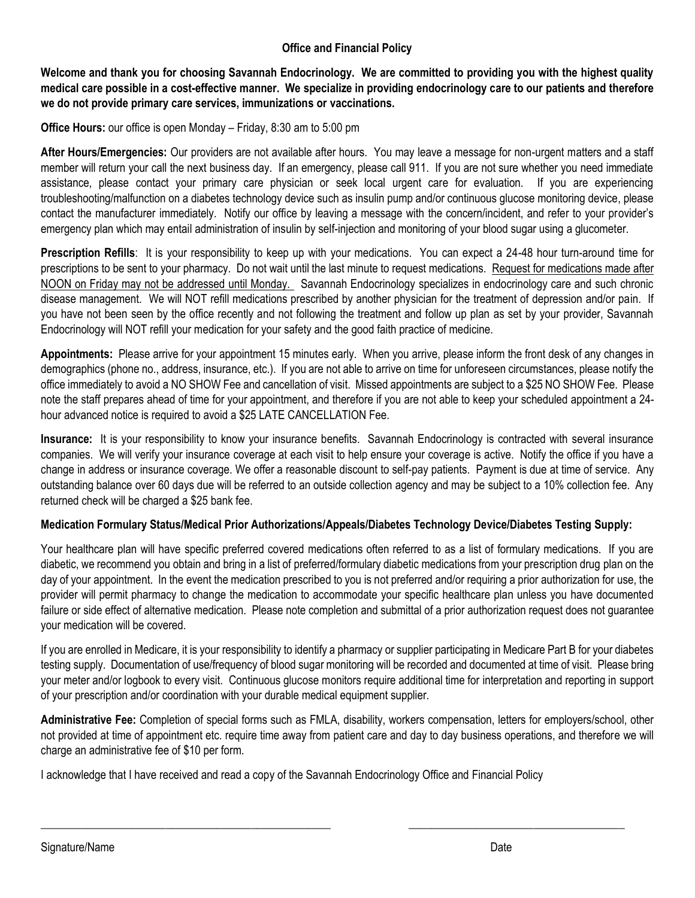# Office and Financial Policy

**Welcome and thank you for choosing Savannah Endocrinology. We are committed to providing you with the highest quality medical care possible in a cost-effective manner. We specialize in providing endocrinology care to our patients and therefore we do not provide primary care services, immunizations or vaccinations.**

**Office Hours:** our office is open Monday – Friday, 8:30 am to 5:00 pm

**After Hours/Emergencies:** Our providers are not available after hours. You may leave a message for non-urgent matters and a staff member will return your call the next business day. If an emergency, please call 911. If you are not sure whether you need immediate assistance, please contact your primary care physician or seek local urgent care for evaluation. If you are experiencing troubleshooting/malfunction on a diabetes technology device such as insulin pump and/or continuous glucose monitoring device, please contact the manufacturer immediately. Notify our office by leaving a message with the concern/incident, and refer to your provider's emergency plan which may entail administration of insulin by self-injection and monitoring of your blood sugar using a glucometer.

**Prescription Refills**: It is your responsibility to keep up with your medications. You can expect a 24-48 hour turn-around time for prescriptions to be sent to your pharmacy. Do not wait until the last minute to request medications. <u>Request for medications made after NOON on Friday may not be addressed until Monday.</u> Savannah Endocrinology specializes in endocrinology care and such chronic disease management. We will NOT refill medications prescribed by another physician for the treatment of depression and/or pain. If you have not been seen by the office recently and not following the treatment and follow up plan as set by your provider, Savannah Endocrinology will NOT refill your medication for your safety and the good faith practice of medicine.

**Appointments:** Please arrive for your appointment 15 minutes early. When you arrive, please inform the front desk of any changes in demographics (phone no., address, insurance, etc.). If you are not able to arrive on time for unforeseen circumstances, please notify the office immediately to avoid a NO SHOW Fee and cancellation of visit. Missed appointments are subject to a $25 NO SHOW Fee. Please note the staff prepares ahead of time for your appointment, and therefore if you are not able to keep your scheduled appointment a 24-hour advanced notice is required to avoid a $25 LATE CANCELLATION Fee.

**Insurance:** It is your responsibility to know your insurance benefits. Savannah Endocrinology is contracted with several insurance companies. We will verify your insurance coverage at each visit to help ensure your coverage is active. Notify the office if you have a change in address or insurance coverage. We offer a reasonable discount to self-pay patients. Payment is due at time of service. Any outstanding balance over 60 days due will be referred to an outside collection agency and may be subject to a 10% collection fee. Any returned check will be charged a $25 bank fee.

**Medication Formulary Status/Medical Prior Authorizations/Appeals/Diabetes Technology Device/Diabetes Testing Supply:**

Your healthcare plan will have specific preferred covered medications often referred to as a list of formulary medications. If you are diabetic, we recommend you obtain and bring in a list of preferred/formulary diabetic medications from your prescription drug plan on the day of your appointment. In the event the medication prescribed to you is not preferred and/or requiring a prior authorization for use, the provider will permit pharmacy to change the medication to accommodate your specific healthcare plan unless you have documented failure or side effect of alternative medication. Please note completion and submittal of a prior authorization request does not guarantee your medication will be covered.

If you are enrolled in Medicare, it is your responsibility to identify a pharmacy or supplier participating in Medicare Part B for your diabetes testing supply. Documentation of use/frequency of blood sugar monitoring will be recorded and documented at time of visit. Please bring your meter and/or logbook to every visit. Continuous glucose monitors require additional time for interpretation and reporting in support of your prescription and/or coordination with your durable medical equipment supplier.

**Administrative Fee:** Completion of special forms such as FMLA, disability, workers compensation, letters for employers/school, other not provided at time of appointment etc. require time away from patient care and day to day business operations, and therefore we will charge an administrative fee of $10 per form.

I acknowledge that I have received and read a copy of the Savannah Endocrinology Office and Financial Policy

_______________________________________________ &nbsp;&nbsp;&nbsp;&nbsp; ____________________________________

Signature/Name &nbsp;&nbsp;&nbsp;&nbsp; Date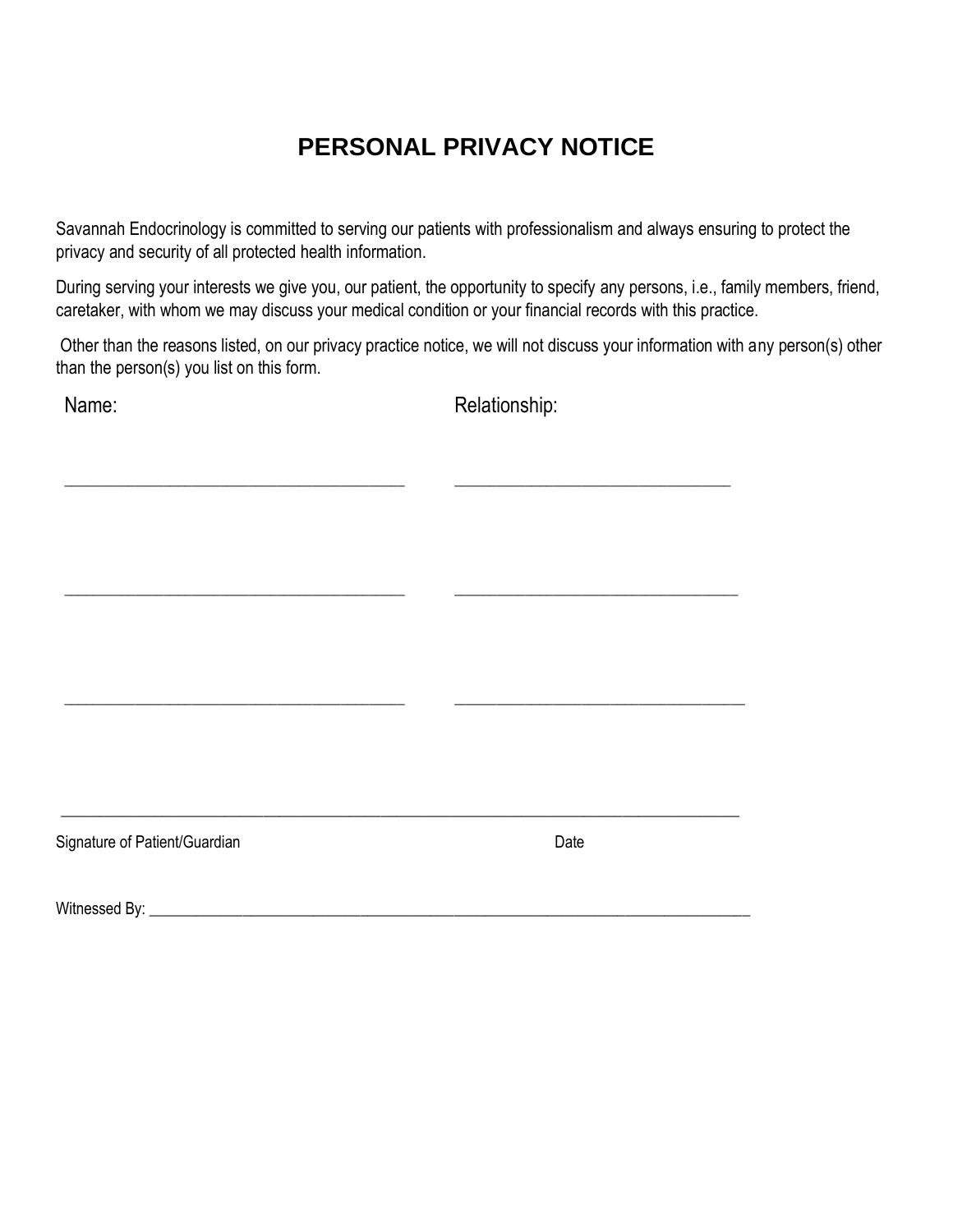# PERSONAL PRIVACY NOTICE

Savannah Endocrinology is committed to serving our patients with professionalism and always ensuring to protect the privacy and security of all protected health information.

During serving your interests we give you, our patient, the opportunity to specify any persons, i.e., family members, friend, caretaker, with whom we may discuss your medical condition or your financial records with this practice.

Other than the reasons listed, on our privacy practice notice, we will not discuss your information with any person(s) other than the person(s) you list on this form.

| Name: | Relationship: |
| --- | --- |
| ______________________________ | ______________________________ |
| ______________________________ | ______________________________ |
| ______________________________ | ______________________________ |

_____________________________________________________________________

Signature of Patient/Guardian                                        Date

Witnessed By: ____________________________________________________________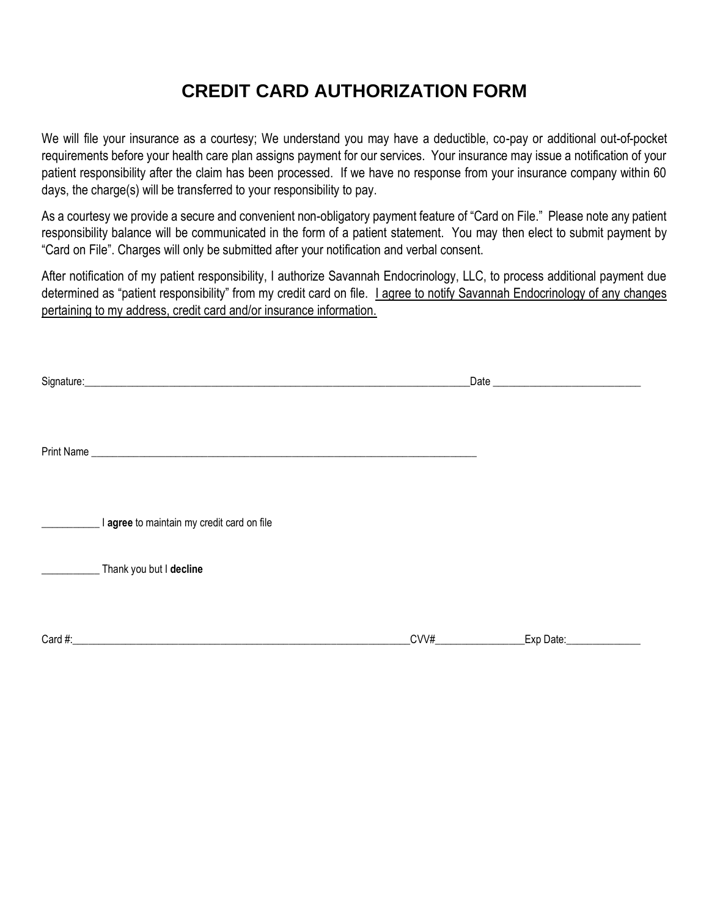# CREDIT CARD AUTHORIZATION FORM

We will file your insurance as a courtesy; We understand you may have a deductible, co-pay or additional out-of-pocket requirements before your health care plan assigns payment for our services. Your insurance may issue a notification of your patient responsibility after the claim has been processed. If we have no response from your insurance company within 60 days, the charge(s) will be transferred to your responsibility to pay.

As a courtesy we provide a secure and convenient non-obligatory payment feature of "Card on File." Please note any patient responsibility balance will be communicated in the form of a patient statement. You may then elect to submit payment by "Card on File". Charges will only be submitted after your notification and verbal consent.

After notification of my patient responsibility, I authorize Savannah Endocrinology, LLC, to process additional payment due determined as "patient responsibility" from my credit card on file. <u>I agree to notify Savannah Endocrinology of any changes pertaining to my address, credit card and/or insurance information.</u>

Signature:_______________________________________________________________________Date ___________________________

Print Name ____________________________________________________________________________

___________ I **agree** to maintain my credit card on file

___________ Thank you but I **decline**

Card #:_______________________________________________________________CVV#________________Exp Date:______________